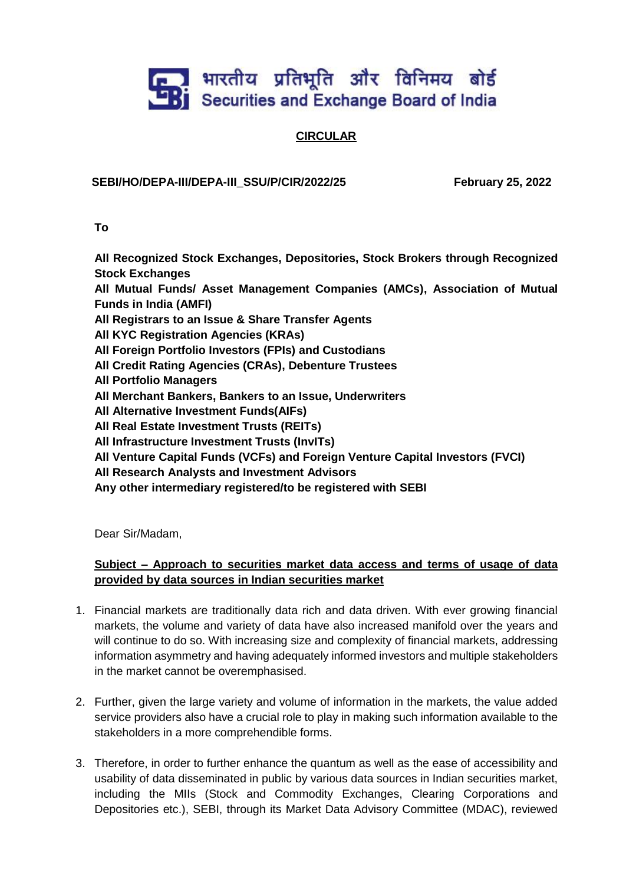भारतीय प्रतिभूति और विनिमय बोर्ड
Securities and Exchange Board of India

## CIRCULAR

**SEBI/HO/DEPA-III/DEPA-III_SSU/P/CIR/2022/25** **February 25, 2022**

**To**

**All Recognized Stock Exchanges, Depositories, Stock Brokers through Recognized Stock Exchanges**
**All Mutual Funds/ Asset Management Companies (AMCs), Association of Mutual Funds in India (AMFI)**
**All Registrars to an Issue & Share Transfer Agents**
**All KYC Registration Agencies (KRAs)**
**All Foreign Portfolio Investors (FPIs) and Custodians**
**All Credit Rating Agencies (CRAs), Debenture Trustees**
**All Portfolio Managers**
**All Merchant Bankers, Bankers to an Issue, Underwriters**
**All Alternative Investment Funds(AIFs)**
**All Real Estate Investment Trusts (REITs)**
**All Infrastructure Investment Trusts (InvITs)**
**All Venture Capital Funds (VCFs) and Foreign Venture Capital Investors (FVCI)**
**All Research Analysts and Investment Advisors**
**Any other intermediary registered/to be registered with SEBI**

Dear Sir/Madam,

**Subject – Approach to securities market data access and terms of usage of data provided by data sources in Indian securities market**

1. Financial markets are traditionally data rich and data driven. With ever growing financial markets, the volume and variety of data have also increased manifold over the years and will continue to do so. With increasing size and complexity of financial markets, addressing information asymmetry and having adequately informed investors and multiple stakeholders in the market cannot be overemphasised.

2. Further, given the large variety and volume of information in the markets, the value added service providers also have a crucial role to play in making such information available to the stakeholders in a more comprehendible forms.

3. Therefore, in order to further enhance the quantum as well as the ease of accessibility and usability of data disseminated in public by various data sources in Indian securities market, including the MIIs (Stock and Commodity Exchanges, Clearing Corporations and Depositories etc.), SEBI, through its Market Data Advisory Committee (MDAC), reviewed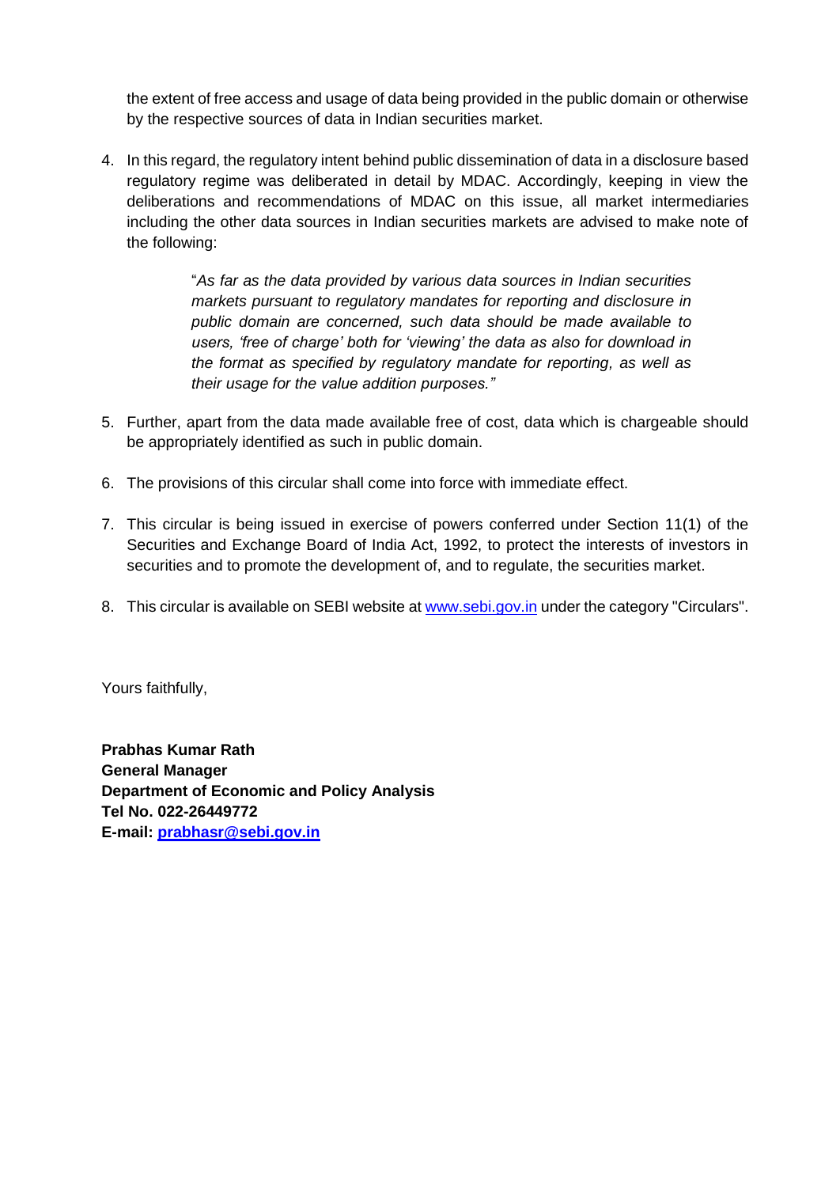the extent of free access and usage of data being provided in the public domain or otherwise by the respective sources of data in Indian securities market.

4. In this regard, the regulatory intent behind public dissemination of data in a disclosure based regulatory regime was deliberated in detail by MDAC. Accordingly, keeping in view the deliberations and recommendations of MDAC on this issue, all market intermediaries including the other data sources in Indian securities markets are advised to make note of the following:

   > "*As far as the data provided by various data sources in Indian securities markets pursuant to regulatory mandates for reporting and disclosure in public domain are concerned, such data should be made available to users, 'free of charge' both for 'viewing' the data as also for download in the format as specified by regulatory mandate for reporting, as well as their usage for the value addition purposes."*

5. Further, apart from the data made available free of cost, data which is chargeable should be appropriately identified as such in public domain.

6. The provisions of this circular shall come into force with immediate effect.

7. This circular is being issued in exercise of powers conferred under Section 11(1) of the Securities and Exchange Board of India Act, 1992, to protect the interests of investors in securities and to promote the development of, and to regulate, the securities market.

8. This circular is available on SEBI website at [www.sebi.gov.in](http://www.sebi.gov.in) under the category "Circulars".

Yours faithfully,

**Prabhas Kumar Rath**
**General Manager**
**Department of Economic and Policy Analysis**
**Tel No. 022-26449772**
**E-mail: [prabhasr@sebi.gov.in](mailto:prabhasr@sebi.gov.in)**